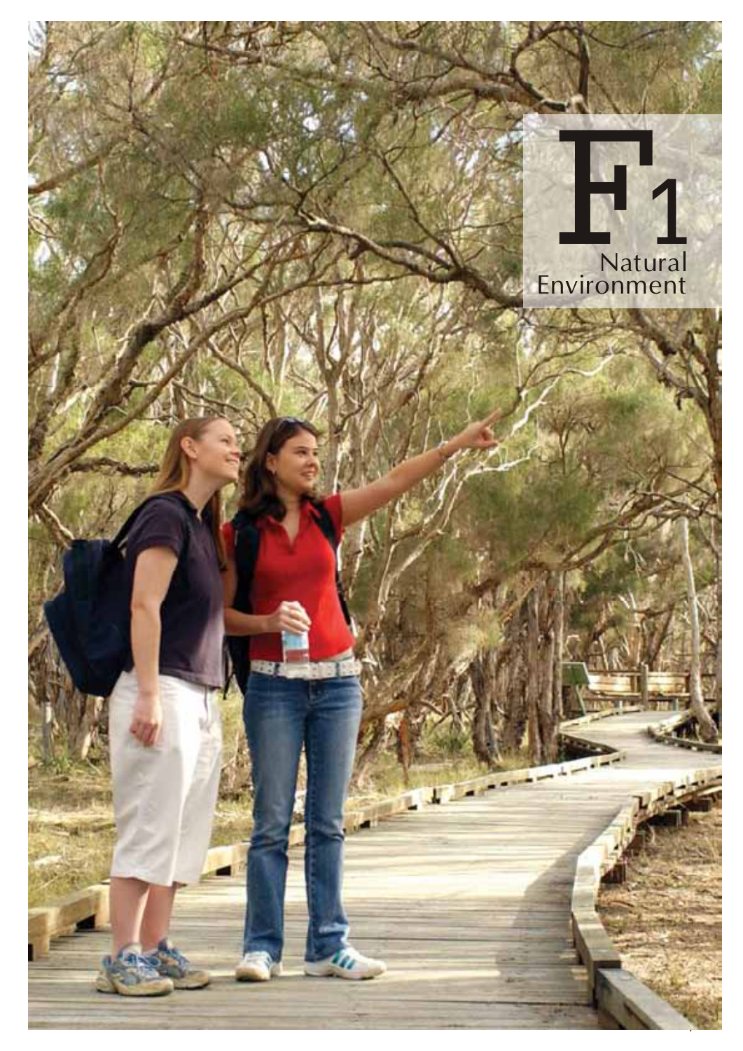# F1 Natural Environment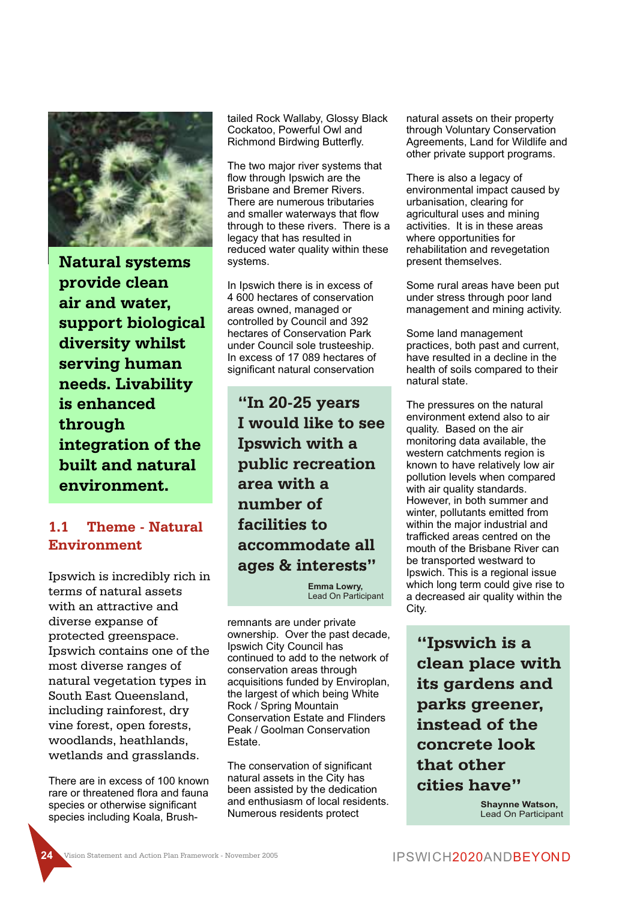**Natural systems provide clean air and water, support biological diversity whilst serving human needs. Livability is enhanced through integration of the built and natural environment.**

## 1.1 Theme - Natural Environment

Ipswich is incredibly rich in terms of natural assets with an attractive and diverse expanse of protected greenspace. Ipswich contains one of the most diverse ranges of natural vegetation types in South East Queensland, including rainforest, dry vine forest, open forests, woodlands, heathlands, wetlands and grasslands.

There are in excess of 100 known rare or threatened flora and fauna species or otherwise significant species including Koala, Brush-tailed Rock Wallaby, Glossy Black Cockatoo, Powerful Owl and Richmond Birdwing Butterfly.

The two major river systems that flow through Ipswich are the Brisbane and Bremer Rivers. There are numerous tributaries and smaller waterways that flow through to these rivers. There is a legacy that has resulted in reduced water quality within these systems.

In Ipswich there is in excess of 4 600 hectares of conservation areas owned, managed or controlled by Council and 392 hectares of Conservation Park under Council sole trusteeship. In excess of 17 089 hectares of significant natural conservation remnants are under private ownership. Over the past decade, Ipswich City Council has continued to add to the network of conservation areas through acquisitions funded by Enviroplan, the largest of which being White Rock / Spring Mountain Conservation Estate and Flinders Peak / Goolman Conservation Estate.

> **"In 20-25 years I would like to see Ipswich with a public recreation area with a number of facilities to accommodate all ages & interests"**
>
> **Emma Lowry,**
> Lead On Participant

The conservation of significant natural assets in the City has been assisted by the dedication and enthusiasm of local residents. Numerous residents protect natural assets on their property through Voluntary Conservation Agreements, Land for Wildlife and other private support programs.

There is also a legacy of environmental impact caused by urbanisation, clearing for agricultural uses and mining activities. It is in these areas where opportunities for rehabilitation and revegetation present themselves.

Some rural areas have been put under stress through poor land management and mining activity.

Some land management practices, both past and current, have resulted in a decline in the health of soils compared to their natural state.

The pressures on the natural environment extend also to air quality. Based on the air monitoring data available, the western catchments region is known to have relatively low air pollution levels when compared with air quality standards. However, in both summer and winter, pollutants emitted from within the major industrial and trafficked areas centred on the mouth of the Brisbane River can be transported westward to Ipswich. This is a regional issue which long term could give rise to a decreased air quality within the City.

> **"Ipswich is a clean place with its gardens and parks greener, instead of the concrete look that other cities have"**
>
> **Shaynne Watson,**
> Lead On Participant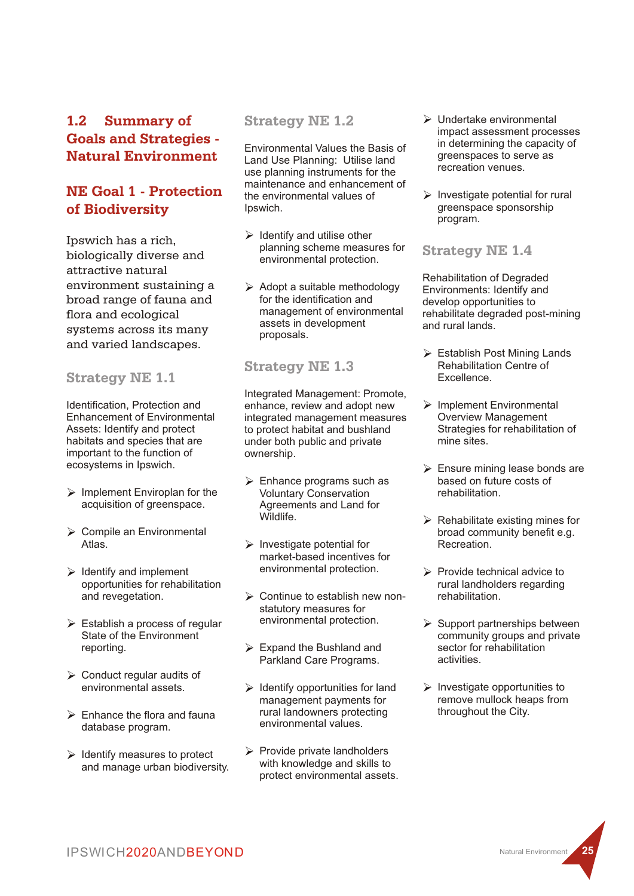## 1.2 Summary of Goals and Strategies - Natural Environment

## NE Goal 1 - Protection of Biodiversity

Ipswich has a rich, biologically diverse and attractive natural environment sustaining a broad range of fauna and flora and ecological systems across its many and varied landscapes.

### Strategy NE 1.1

Identification, Protection and Enhancement of Environmental Assets: Identify and protect habitats and species that are important to the function of ecosystems in Ipswich.

- Implement Enviroplan for the acquisition of greenspace.
- Compile an Environmental Atlas.
- Identify and implement opportunities for rehabilitation and revegetation.
- Establish a process of regular State of the Environment reporting.
- Conduct regular audits of environmental assets.
- Enhance the flora and fauna database program.
- Identify measures to protect and manage urban biodiversity.

### Strategy NE 1.2

Environmental Values the Basis of Land Use Planning: Utilise land use planning instruments for the maintenance and enhancement of the environmental values of Ipswich.

- Identify and utilise other planning scheme measures for environmental protection.
- Adopt a suitable methodology for the identification and management of environmental assets in development proposals.

### Strategy NE 1.3

Integrated Management: Promote, enhance, review and adopt new integrated management measures to protect habitat and bushland under both public and private ownership.

- Enhance programs such as Voluntary Conservation Agreements and Land for Wildlife.
- Investigate potential for market-based incentives for environmental protection.
- Continue to establish new non-statutory measures for environmental protection.
- Expand the Bushland and Parkland Care Programs.
- Identify opportunities for land management payments for rural landowners protecting environmental values.
- Provide private landholders with knowledge and skills to protect environmental assets.
- Undertake environmental impact assessment processes in determining the capacity of greenspaces to serve as recreation venues.
- Investigate potential for rural greenspace sponsorship program.

### Strategy NE 1.4

Rehabilitation of Degraded Environments: Identify and develop opportunities to rehabilitate degraded post-mining and rural lands.

- Establish Post Mining Lands Rehabilitation Centre of Excellence.
- Implement Environmental Overview Management Strategies for rehabilitation of mine sites.
- Ensure mining lease bonds are based on future costs of rehabilitation.
- Rehabilitate existing mines for broad community benefit e.g. Recreation.
- Provide technical advice to rural landholders regarding rehabilitation.
- Support partnerships between community groups and private sector for rehabilitation activities.
- Investigate opportunities to remove mullock heaps from throughout the City.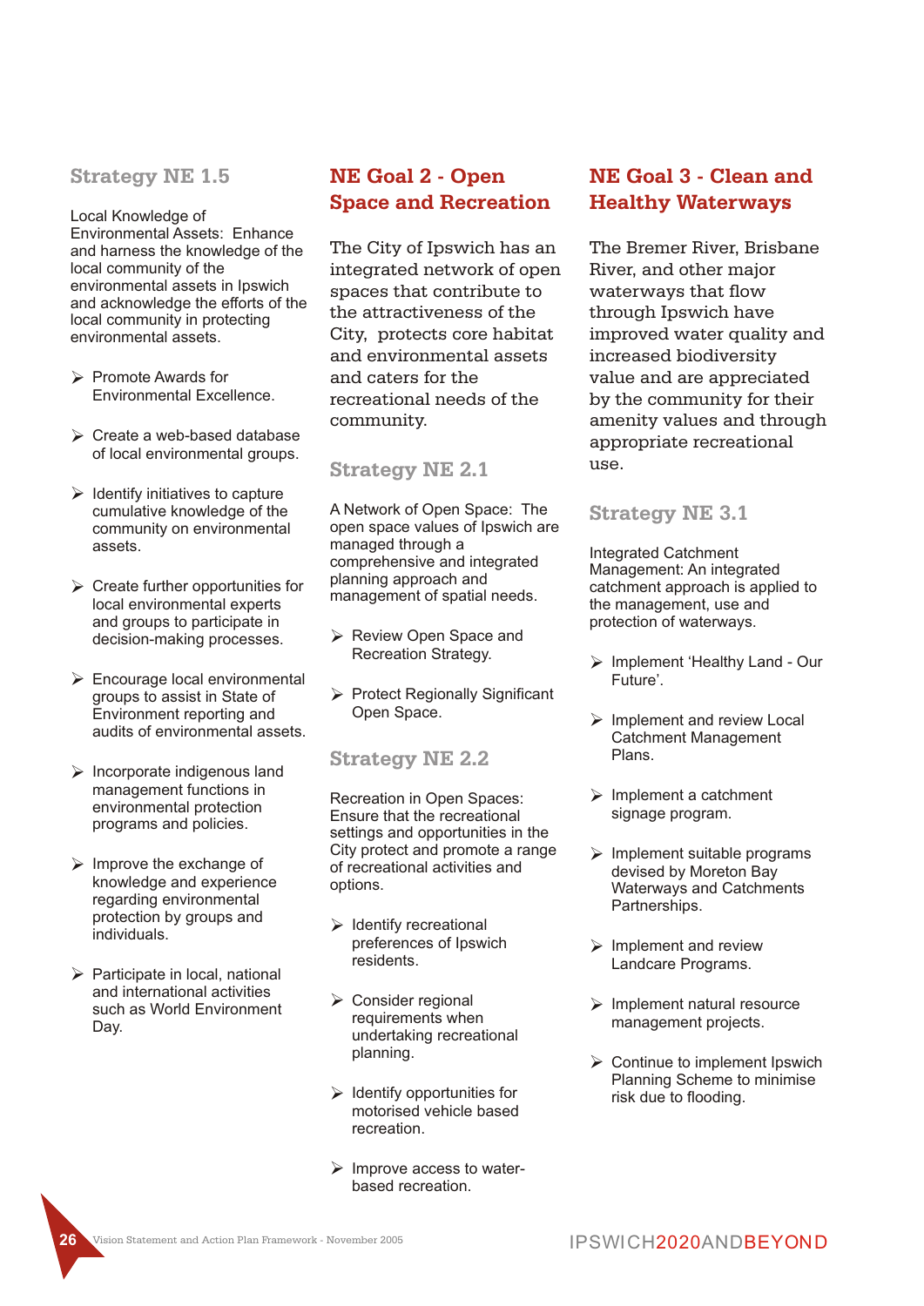### Strategy NE 1.5

Local Knowledge of Environmental Assets: Enhance and harness the knowledge of the local community of the environmental assets in Ipswich and acknowledge the efforts of the local community in protecting environmental assets.

- Promote Awards for Environmental Excellence.
- Create a web-based database of local environmental groups.
- Identify initiatives to capture cumulative knowledge of the community on environmental assets.
- Create further opportunities for local environmental experts and groups to participate in decision-making processes.
- Encourage local environmental groups to assist in State of Environment reporting and audits of environmental assets.
- Incorporate indigenous land management functions in environmental protection programs and policies.
- Improve the exchange of knowledge and experience regarding environmental protection by groups and individuals.
- Participate in local, national and international activities such as World Environment Day.

## NE Goal 2 - Open Space and Recreation

The City of Ipswich has an integrated network of open spaces that contribute to the attractiveness of the City, protects core habitat and environmental assets and caters for the recreational needs of the community.

### Strategy NE 2.1

A Network of Open Space: The open space values of Ipswich are managed through a comprehensive and integrated planning approach and management of spatial needs.

- Review Open Space and Recreation Strategy.
- Protect Regionally Significant Open Space.

### Strategy NE 2.2

Recreation in Open Spaces: Ensure that the recreational settings and opportunities in the City protect and promote a range of recreational activities and options.

- Identify recreational preferences of Ipswich residents.
- Consider regional requirements when undertaking recreational planning.
- Identify opportunities for motorised vehicle based recreation.
- Improve access to water-based recreation.

## NE Goal 3 - Clean and Healthy Waterways

The Bremer River, Brisbane River, and other major waterways that flow through Ipswich have improved water quality and increased biodiversity value and are appreciated by the community for their amenity values and through appropriate recreational use.

### Strategy NE 3.1

Integrated Catchment Management: An integrated catchment approach is applied to the management, use and protection of waterways.

- Implement 'Healthy Land - Our Future'.
- Implement and review Local Catchment Management Plans.
- Implement a catchment signage program.
- Implement suitable programs devised by Moreton Bay Waterways and Catchments Partnerships.
- Implement and review Landcare Programs.
- Implement natural resource management projects.
- Continue to implement Ipswich Planning Scheme to minimise risk due to flooding.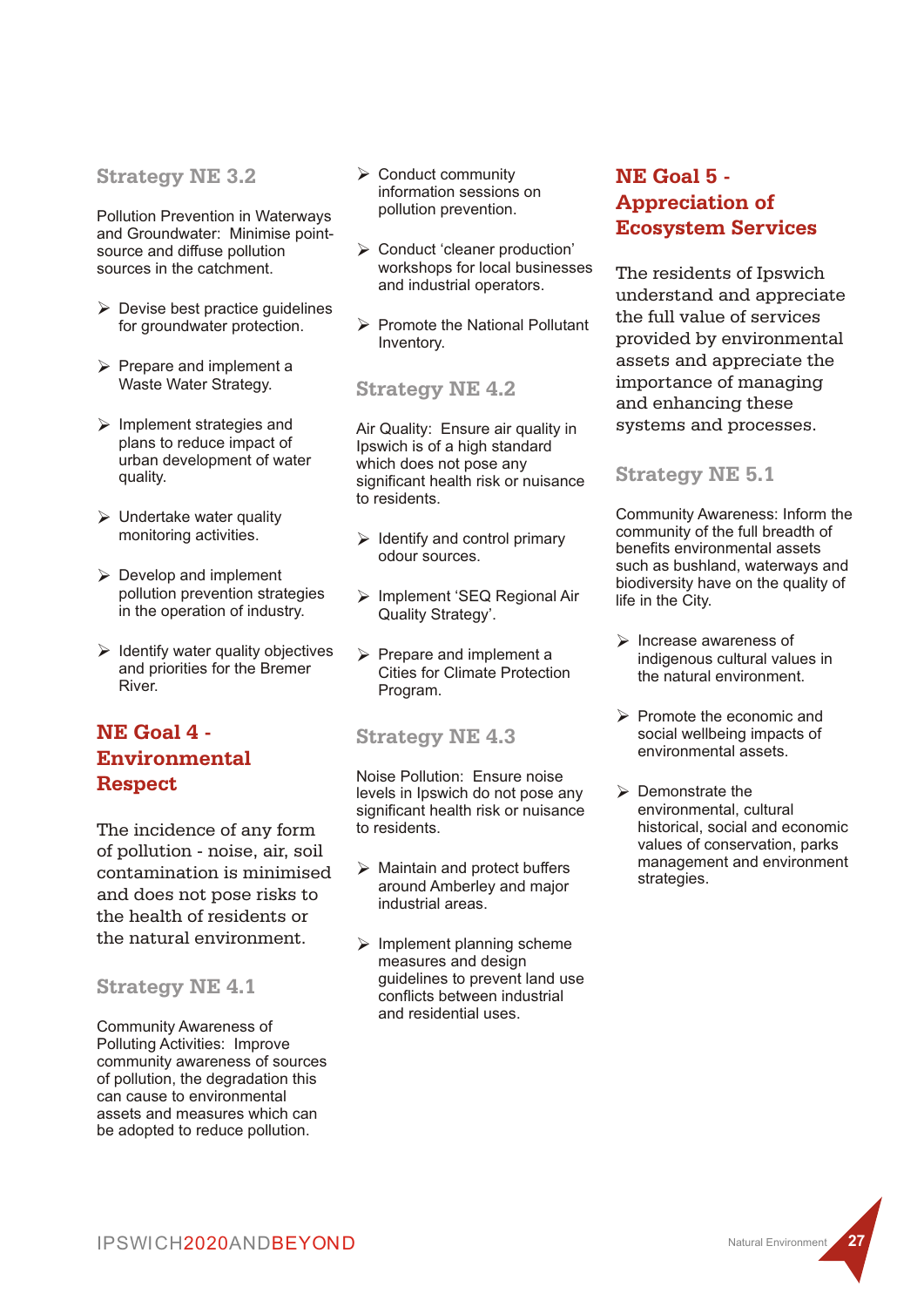### Strategy NE 3.2

Pollution Prevention in Waterways and Groundwater: Minimise point-source and diffuse pollution sources in the catchment.

- Devise best practice guidelines for groundwater protection.
- Prepare and implement a Waste Water Strategy.
- Implement strategies and plans to reduce impact of urban development of water quality.
- Undertake water quality monitoring activities.
- Develop and implement pollution prevention strategies in the operation of industry.
- Identify water quality objectives and priorities for the Bremer River.

## NE Goal 4 - Environmental Respect

The incidence of any form of pollution - noise, air, soil contamination is minimised and does not pose risks to the health of residents or the natural environment.

### Strategy NE 4.1

Community Awareness of Polluting Activities: Improve community awareness of sources of pollution, the degradation this can cause to environmental assets and measures which can be adopted to reduce pollution.

- Conduct community information sessions on pollution prevention.
- Conduct 'cleaner production' workshops for local businesses and industrial operators.
- Promote the National Pollutant Inventory.

### Strategy NE 4.2

Air Quality: Ensure air quality in Ipswich is of a high standard which does not pose any significant health risk or nuisance to residents.

- Identify and control primary odour sources.
- Implement 'SEQ Regional Air Quality Strategy'.
- Prepare and implement a Cities for Climate Protection Program.

### Strategy NE 4.3

Noise Pollution: Ensure noise levels in Ipswich do not pose any significant health risk or nuisance to residents.

- Maintain and protect buffers around Amberley and major industrial areas.
- Implement planning scheme measures and design guidelines to prevent land use conflicts between industrial and residential uses.

## NE Goal 5 - Appreciation of Ecosystem Services

The residents of Ipswich understand and appreciate the full value of services provided by environmental assets and appreciate the importance of managing and enhancing these systems and processes.

### Strategy NE 5.1

Community Awareness: Inform the community of the full breadth of benefits environmental assets such as bushland, waterways and biodiversity have on the quality of life in the City.

- Increase awareness of indigenous cultural values in the natural environment.
- Promote the economic and social wellbeing impacts of environmental assets.
- Demonstrate the environmental, cultural historical, social and economic values of conservation, parks management and environment strategies.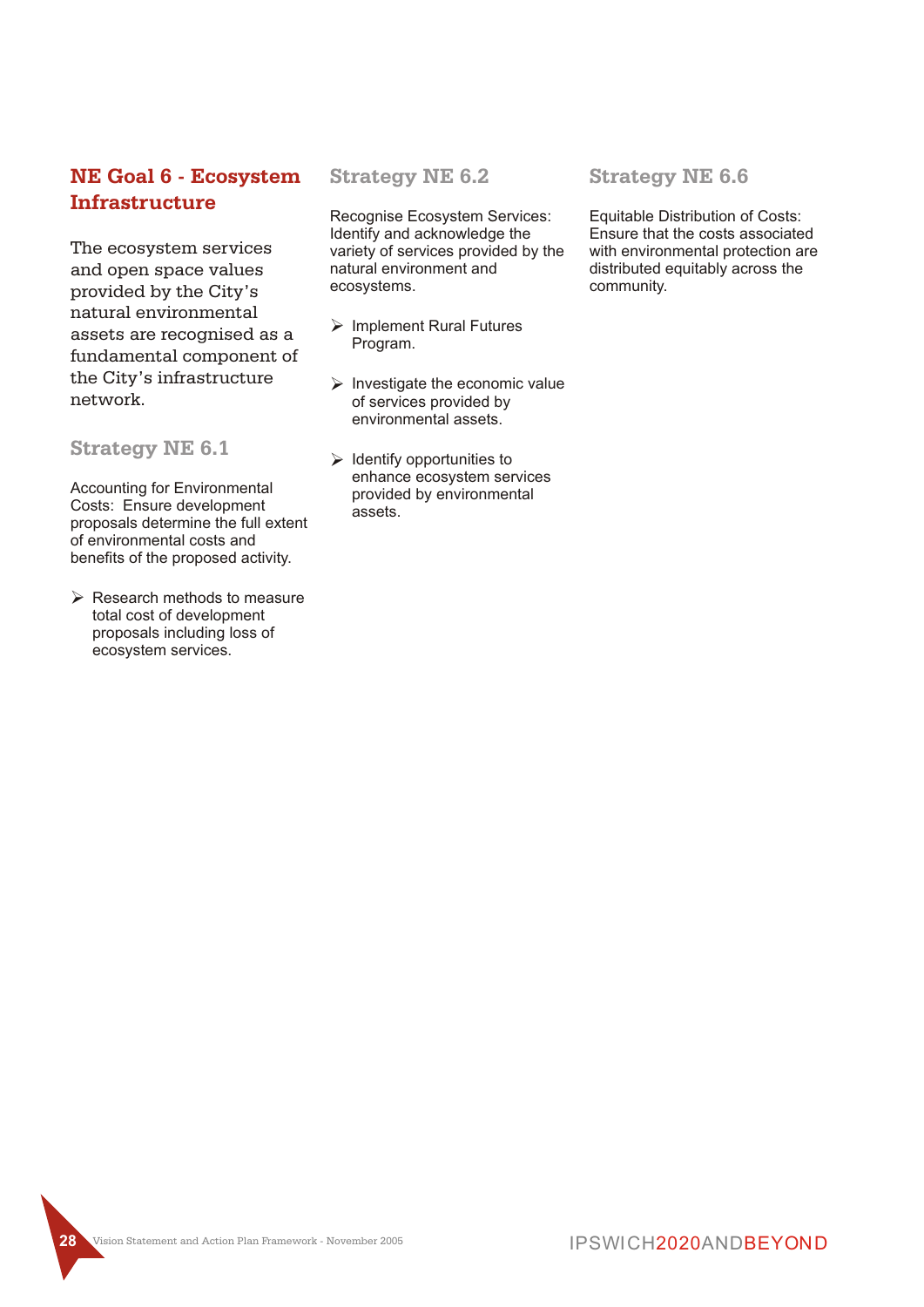## NE Goal 6 - Ecosystem Infrastructure

The ecosystem services and open space values provided by the City's natural environmental assets are recognised as a fundamental component of the City's infrastructure network.

### Strategy NE 6.1

Accounting for Environmental Costs: Ensure development proposals determine the full extent of environmental costs and benefits of the proposed activity.

- Research methods to measure total cost of development proposals including loss of ecosystem services.

### Strategy NE 6.2

Recognise Ecosystem Services: Identify and acknowledge the variety of services provided by the natural environment and ecosystems.

- Implement Rural Futures Program.
- Investigate the economic value of services provided by environmental assets.
- Identify opportunities to enhance ecosystem services provided by environmental assets.

### Strategy NE 6.6

Equitable Distribution of Costs: Ensure that the costs associated with environmental protection are distributed equitably across the community.